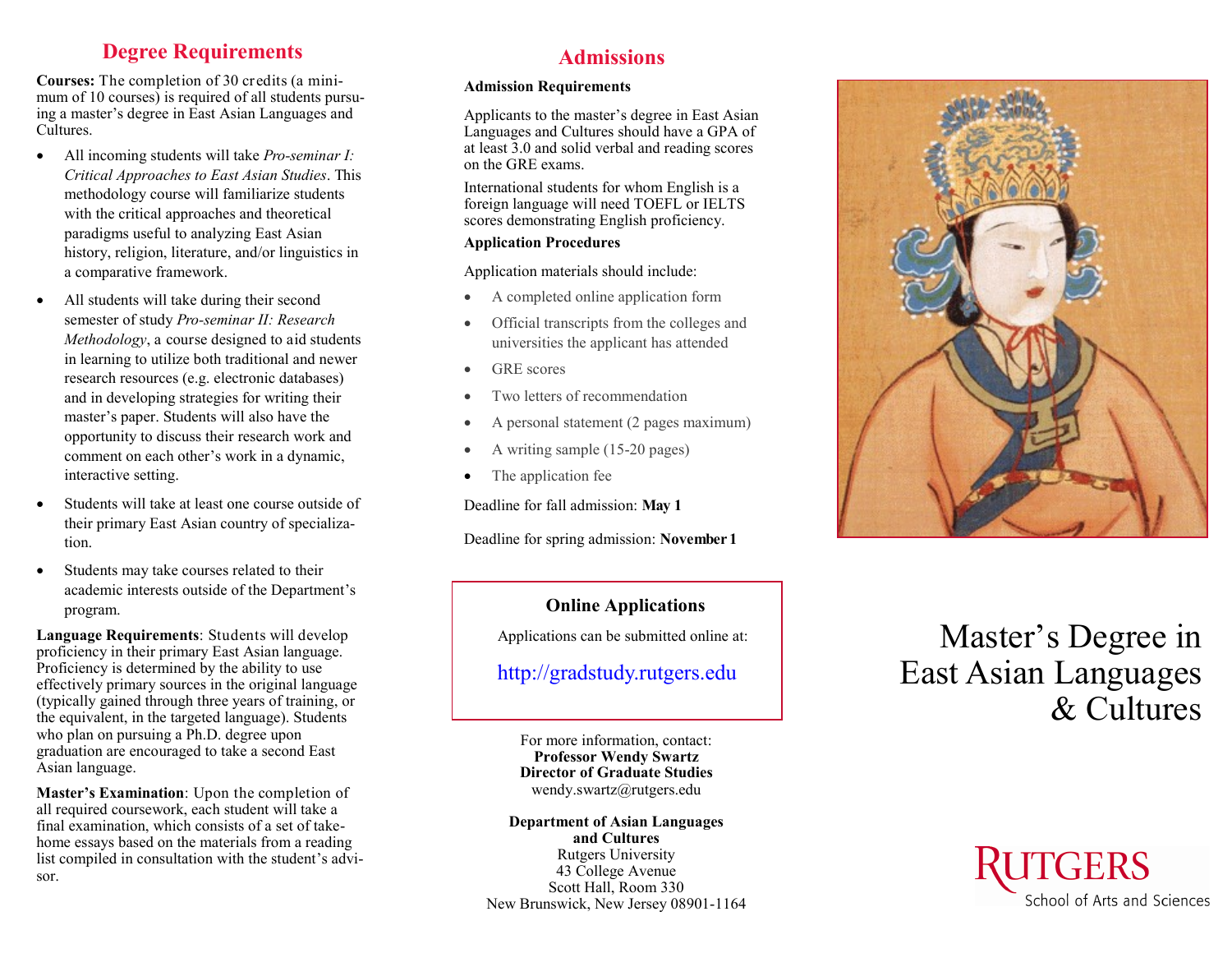## Degree Requirements

**Courses:** The completion of 30 credits (a minimum of 10 courses) is required of all students pursuing a master's degree in East Asian Languages and Cultures.

- All incoming students will take *Pro-seminar I: Critical Approaches to East Asian Studies*. This methodology course will familiarize students with the critical approaches and theoretical paradigms useful to analyzing East Asian history, religion, literature, and/or linguistics in a comparative framework.
- All students will take during their second semester of study *Pro-seminar II: Research Methodology*, a course designed to aid students in learning to utilize both traditional and newer research resources (e.g. electronic databases) and in developing strategies for writing their master's paper. Students will also have the opportunity to discuss their research work and comment on each other's work in a dynamic, interactive setting.
- Students will take at least one course outside of their primary East Asian country of specialization.
- Students may take courses related to their academic interests outside of the Department's program.

**Language Requirements**: Students will develop proficiency in their primary East Asian language. Proficiency is determined by the ability to use effectively primary sources in the original language (typically gained through three years of training, or the equivalent, in the targeted language). Students who plan on pursuing a Ph.D. degree upon graduation are encouraged to take a second East Asian language.

**Master's Examination**: Upon the completion of all required coursework, each student will take a final examination, which consists of a set of take-home essays based on the materials from a reading list compiled in consultation with the student's advisor.

## Admissions

**Admission Requirements**

Applicants to the master's degree in East Asian Languages and Cultures should have a GPA of at least 3.0 and solid verbal and reading scores on the GRE exams.

International students for whom English is a foreign language will need TOEFL or IELTS scores demonstrating English proficiency.

**Application Procedures**

Application materials should include:

- A completed online application form
- Official transcripts from the colleges and universities the applicant has attended
- GRE scores
- Two letters of recommendation
- A personal statement (2 pages maximum)
- A writing sample (15-20 pages)
- The application fee

Deadline for fall admission: **May 1**

Deadline for spring admission: **November 1**

### Online Applications

Applications can be submitted online at:

http://gradstudy.rutgers.edu

For more information, contact:
**Professor Wendy Swartz**
**Director of Graduate Studies**
wendy.swartz@rutgers.edu

**Department of Asian Languages and Cultures**
Rutgers University
43 College Avenue
Scott Hall, Room 330
New Brunswick, New Jersey 08901-1164

# Master's Degree in East Asian Languages & Cultures

RUTGERS
School of Arts and Sciences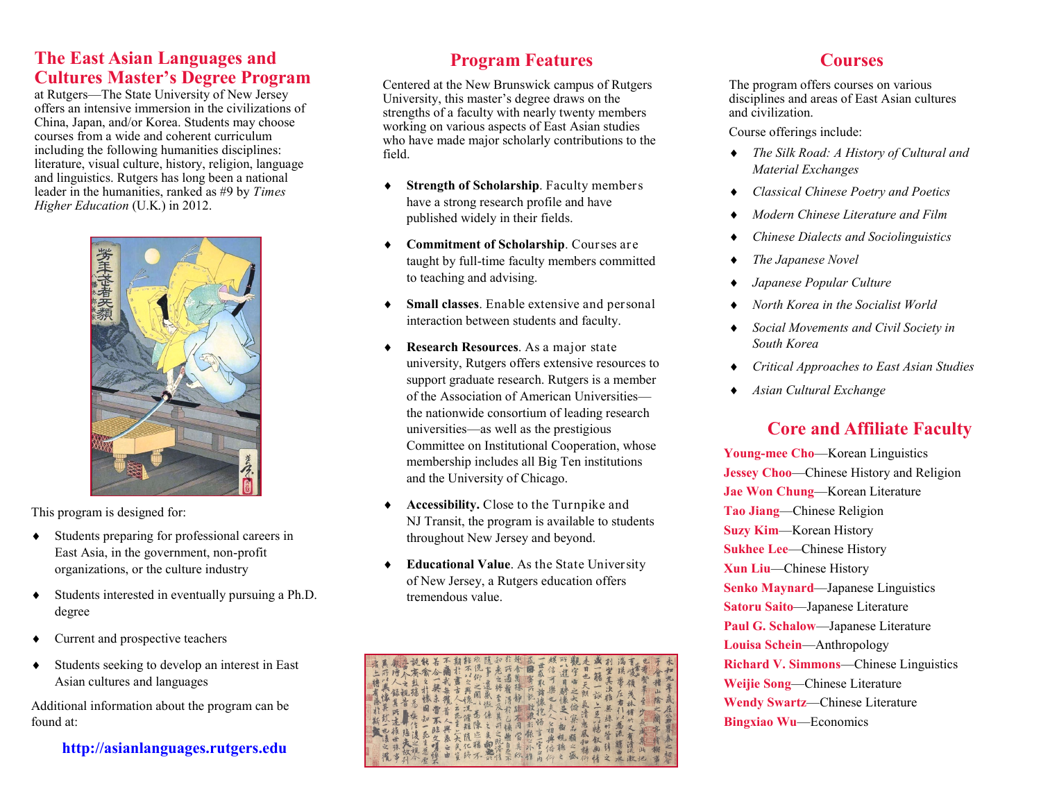## The East Asian Languages and Cultures Master's Degree Program

at Rutgers—The State University of New Jersey offers an intensive immersion in the civilizations of China, Japan, and/or Korea. Students may choose courses from a wide and coherent curriculum including the following humanities disciplines: literature, visual culture, history, religion, language and linguistics. Rutgers has long been a national leader in the humanities, ranked as #9 by *Times Higher Education* (U.K.) in 2012.

This program is designed for:

- Students preparing for professional careers in East Asia, in the government, non-profit organizations, or the culture industry
- Students interested in eventually pursuing a Ph.D. degree
- Current and prospective teachers
- Students seeking to develop an interest in East Asian cultures and languages

Additional information about the program can be found at:

**http://asianlanguages.rutgers.edu**

## Program Features

Centered at the New Brunswick campus of Rutgers University, this master's degree draws on the strengths of a faculty with nearly twenty members working on various aspects of East Asian studies who have made major scholarly contributions to the field.

- **Strength of Scholarship**. Faculty members have a strong research profile and have published widely in their fields.
- **Commitment of Scholarship**. Courses are taught by full-time faculty members committed to teaching and advising.
- **Small classes**. Enable extensive and personal interaction between students and faculty.
- **Research Resources**. As a major state university, Rutgers offers extensive resources to support graduate research. Rutgers is a member of the Association of American Universities—the nationwide consortium of leading research universities—as well as the prestigious Committee on Institutional Cooperation, whose membership includes all Big Ten institutions and the University of Chicago.
- **Accessibility.** Close to the Turnpike and NJ Transit, the program is available to students throughout New Jersey and beyond.
- **Educational Value**. As the State University of New Jersey, a Rutgers education offers tremendous value.

## Courses

The program offers courses on various disciplines and areas of East Asian cultures and civilization.

Course offerings include:

- *The Silk Road: A History of Cultural and Material Exchanges*
- *Classical Chinese Poetry and Poetics*
- *Modern Chinese Literature and Film*
- *Chinese Dialects and Sociolinguistics*
- *The Japanese Novel*
- *Japanese Popular Culture*
- *North Korea in the Socialist World*
- *Social Movements and Civil Society in South Korea*
- *Critical Approaches to East Asian Studies*
- *Asian Cultural Exchange*

## Core and Affiliate Faculty

**Young-mee Cho**—Korean Linguistics
**Jessey Choo**—Chinese History and Religion
**Jae Won Chung**—Korean Literature
**Tao Jiang**—Chinese Religion
**Suzy Kim**—Korean History
**Sukhee Lee**—Chinese History
**Xun Liu**—Chinese History
**Senko Maynard**—Japanese Linguistics
**Satoru Saito**—Japanese Literature
**Paul G. Schalow**—Japanese Literature
**Louisa Schein**—Anthropology
**Richard V. Simmons**—Chinese Linguistics
**Weijie Song**—Chinese Literature
**Wendy Swartz**—Chinese Literature
**Bingxiao Wu**—Economics